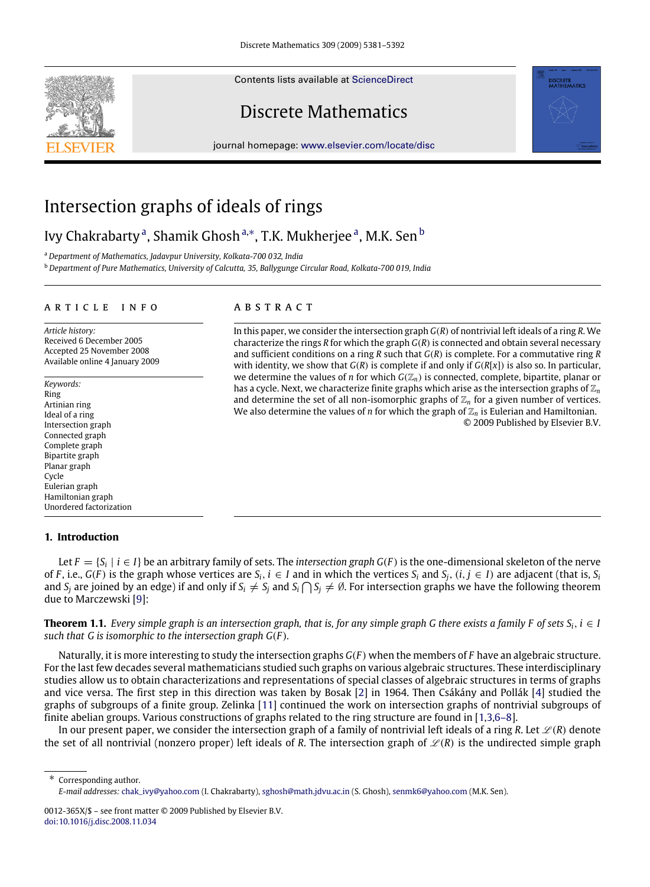# Intersection graphs of ideals of rings

Ivy Chakrabarty [a], Shamik Ghosh [a,*], T.K. Mukherjee [a], M.K. Sen [b]

[a] *Department of Mathematics, Jadavpur University, Kolkata-700 032, India*

[b] *Department of Pure Mathematics, University of Calcutta, 35, Ballygunge Circular Road, Kolkata-700 019, India*

## ARTICLE INFO

*Article history:*
Received 6 December 2005
Accepted 25 November 2008
Available online 4 January 2009

*Keywords:*
Ring
Artinian ring
Ideal of a ring
Intersection graph
Connected graph
Complete graph
Bipartite graph
Planar graph
Cycle
Eulerian graph
Hamiltonian graph
Unordered factorization

## ABSTRACT

In this paper, we consider the intersection graph $G(R)$ of nontrivial left ideals of a ring $R$. We characterize the rings $R$ for which the graph $G(R)$ is connected and obtain several necessary and sufficient conditions on a ring $R$ such that $G(R)$ is complete. For a commutative ring $R$ with identity, we show that $G(R)$ is complete if and only if $G(R[x])$ is also so. In particular, we determine the values of $n$ for which $G(\mathbb{Z}_n)$ is connected, complete, bipartite, planar or has a cycle. Next, we characterize finite graphs which arise as the intersection graphs of $\mathbb{Z}_n$ and determine the set of all non-isomorphic graphs of $\mathbb{Z}_n$ for a given number of vertices. We also determine the values of $n$ for which the graph of $\mathbb{Z}_n$ is Eulerian and Hamiltonian.

© 2009 Published by Elsevier B.V.

## 1. Introduction

Let $F = \{S_i \mid i \in I\}$ be an arbitrary family of sets. The *intersection graph* $G(F)$ is the one-dimensional skeleton of the nerve of $F$, i.e., $G(F)$ is the graph whose vertices are $S_i$, $i \in I$ and in which the vertices $S_i$ and $S_j$, $(i, j \in I)$ are adjacent (that is, $S_i$ and $S_j$ are joined by an edge) if and only if $S_i \neq S_j$ and $S_i \bigcap S_j \neq \emptyset$. For intersection graphs we have the following theorem due to Marczewski [9]:

**Theorem 1.1.** *Every simple graph is an intersection graph, that is, for any simple graph $G$ there exists a family $F$ of sets $S_i$, $i \in I$ such that $G$ is isomorphic to the intersection graph $G(F)$.*

Naturally, it is more interesting to study the intersection graphs $G(F)$ when the members of $F$ have an algebraic structure. For the last few decades several mathematicians studied such graphs on various algebraic structures. These interdisciplinary studies allow us to obtain characterizations and representations of special classes of algebraic structures in terms of graphs and vice versa. The first step in this direction was taken by Bosak [2] in 1964. Then Csákány and Pollák [4] studied the graphs of subgroups of a finite group. Zelinka [11] continued the work on intersection graphs of nontrivial subgroups of finite abelian groups. Various constructions of graphs related to the ring structure are found in [1,3,6–8].

In our present paper, we consider the intersection graph of a family of nontrivial left ideals of a ring $R$. Let $\mathscr{L}(R)$ denote the set of all nontrivial (nonzero proper) left ideals of $R$. The intersection graph of $\mathscr{L}(R)$ is the undirected simple graph

---

\* Corresponding author.
*E-mail addresses:* chak_ivy@yahoo.com (I. Chakrabarty), sghosh@math.jdvu.ac.in (S. Ghosh), senmk6@yahoo.com (M.K. Sen).

0012-365X/$ – see front matter © 2009 Published by Elsevier B.V.
doi:10.1016/j.disc.2008.11.034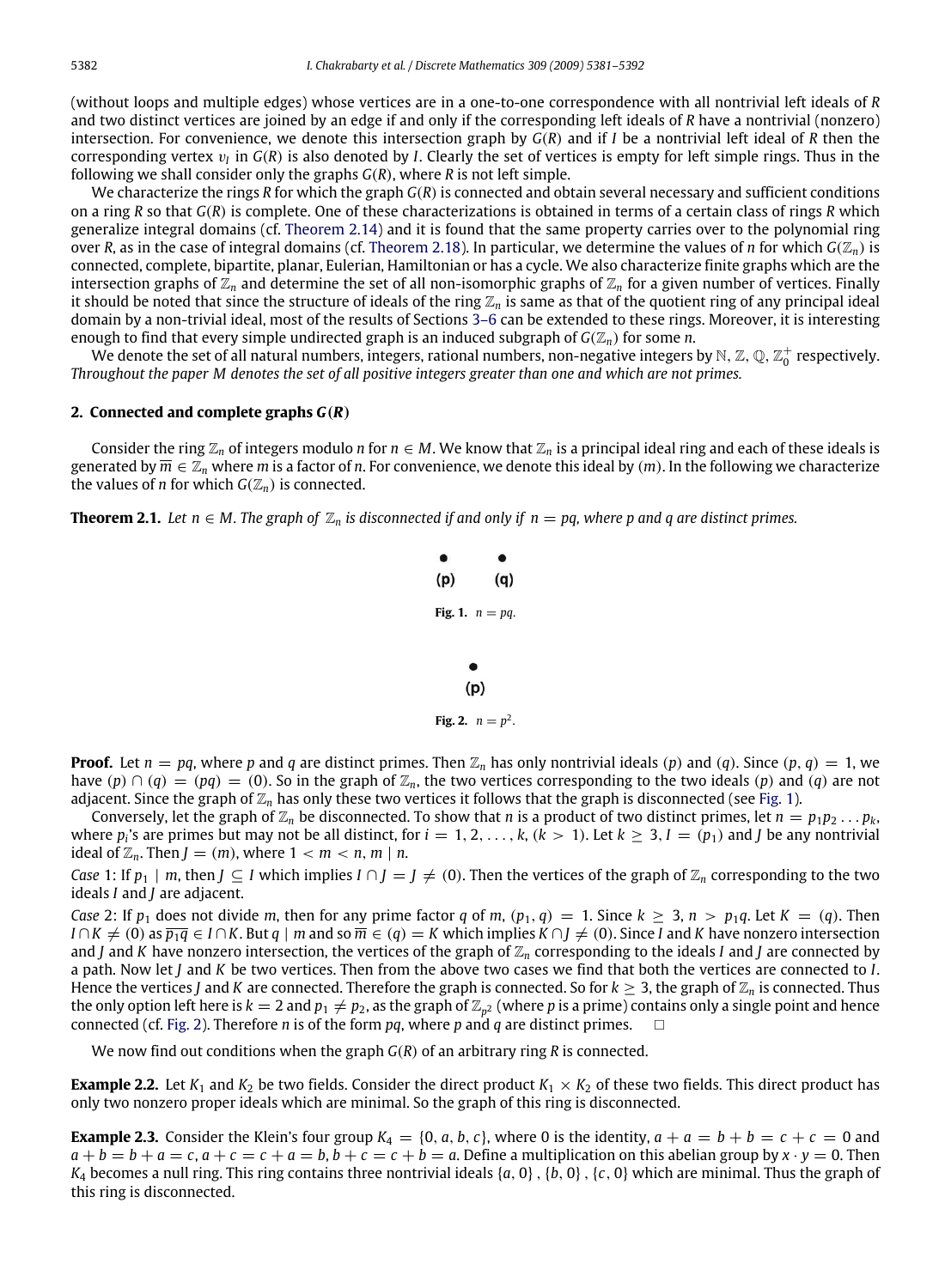(without loops and multiple edges) whose vertices are in a one-to-one correspondence with all nontrivial left ideals of $R$ and two distinct vertices are joined by an edge if and only if the corresponding left ideals of $R$ have a nontrivial (nonzero) intersection. For convenience, we denote this intersection graph by $G(R)$ and if $I$ be a nontrivial left ideal of $R$ then the corresponding vertex $v_I$ in $G(R)$ is also denoted by $I$. Clearly the set of vertices is empty for left simple rings. Thus in the following we shall consider only the graphs $G(R)$, where $R$ is not left simple.

We characterize the rings $R$ for which the graph $G(R)$ is connected and obtain several necessary and sufficient conditions on a ring $R$ so that $G(R)$ is complete. One of these characterizations is obtained in terms of a certain class of rings $R$ which generalize integral domains (cf. Theorem 2.14) and it is found that the same property carries over to the polynomial ring over $R$, as in the case of integral domains (cf. Theorem 2.18). In particular, we determine the values of $n$ for which $G(\mathbb{Z}_n)$ is connected, complete, bipartite, planar, Eulerian, Hamiltonian or has a cycle. We also characterize finite graphs which are the intersection graphs of $\mathbb{Z}_n$ and determine the set of all non-isomorphic graphs of $\mathbb{Z}_n$ for a given number of vertices. Finally it should be noted that since the structure of ideals of the ring $\mathbb{Z}_n$ is same as that of the quotient ring of any principal ideal domain by a non-trivial ideal, most of the results of Sections 3–6 can be extended to these rings. Moreover, it is interesting enough to find that every simple undirected graph is an induced subgraph of $G(\mathbb{Z}_n)$ for some $n$.

We denote the set of all natural numbers, integers, rational numbers, non-negative integers by $\mathbb{N}$, $\mathbb{Z}$, $\mathbb{Q}$, $\mathbb{Z}_0^+$ respectively. *Throughout the paper $M$ denotes the set of all positive integers greater than one and which are not primes.*

## 2. Connected and complete graphs $G(R)$

Consider the ring $\mathbb{Z}_n$ of integers modulo $n$ for $n \in M$. We know that $\mathbb{Z}_n$ is a principal ideal ring and each of these ideals is generated by $\overline{m} \in \mathbb{Z}_n$ where $m$ is a factor of $n$. For convenience, we denote this ideal by $(m)$. In the following we characterize the values of $n$ for which $G(\mathbb{Z}_n)$ is connected.

**Theorem 2.1.** *Let $n \in M$. The graph of $\mathbb{Z}_n$ is disconnected if and only if $n = pq$, where $p$ and $q$ are distinct primes.*

(p) (q)

**Fig. 1.** $n = pq$.

(p)

**Fig. 2.** $n = p^2$.

**Proof.** Let $n = pq$, where $p$ and $q$ are distinct primes. Then $\mathbb{Z}_n$ has only nontrivial ideals $(p)$ and $(q)$. Since $(p, q) = 1$, we have $(p) \cap (q) = (pq) = (0)$. So in the graph of $\mathbb{Z}_n$, the two vertices corresponding to the two ideals $(p)$ and $(q)$ are not adjacent. Since the graph of $\mathbb{Z}_n$ has only these two vertices it follows that the graph is disconnected (see Fig. 1).

Conversely, let the graph of $\mathbb{Z}_n$ be disconnected. To show that $n$ is a product of two distinct primes, let $n = p_1 p_2 \dots p_k$, where $p_i$'s are primes but may not be all distinct, for $i = 1, 2, \dots, k$, $(k > 1)$. Let $k \geq 3$, $I = (p_1)$ and $J$ be any nontrivial ideal of $\mathbb{Z}_n$. Then $J = (m)$, where $1 < m < n$, $m \mid n$.

*Case* 1: If $p_1 \mid m$, then $J \subseteq I$ which implies $I \cap J = J \neq (0)$. Then the vertices of the graph of $\mathbb{Z}_n$ corresponding to the two ideals $I$ and $J$ are adjacent.

*Case* 2: If $p_1$ does not divide $m$, then for any prime factor $q$ of $m$, $(p_1, q) = 1$. Since $k \geq 3$, $n > p_1 q$. Let $K = (q)$. Then $I \cap K \neq (0)$ as $\overline{p_1 q} \in I \cap K$. But $q \mid m$ and so $\overline{m} \in (q) = K$ which implies $K \cap J \neq (0)$. Since $I$ and $K$ have nonzero intersection and $J$ and $K$ have nonzero intersection, the vertices of the graph of $\mathbb{Z}_n$ corresponding to the ideals $I$ and $J$ are connected by a path. Now let $J$ and $K$ be two vertices. Then from the above two cases we find that both the vertices are connected to $I$. Hence the vertices $J$ and $K$ are connected. Therefore the graph is connected. So for $k \geq 3$, the graph of $\mathbb{Z}_n$ is connected. Thus the only option left here is $k = 2$ and $p_1 \neq p_2$, as the graph of $\mathbb{Z}_{p^2}$ (where $p$ is a prime) contains only a single point and hence connected (cf. Fig. 2). Therefore $n$ is of the form $pq$, where $p$ and $q$ are distinct primes. $\square$

We now find out conditions when the graph $G(R)$ of an arbitrary ring $R$ is connected.

**Example 2.2.** Let $K_1$ and $K_2$ be two fields. Consider the direct product $K_1 \times K_2$ of these two fields. This direct product has only two nonzero proper ideals which are minimal. So the graph of this ring is disconnected.

**Example 2.3.** Consider the Klein's four group $K_4 = \{0, a, b, c\}$, where 0 is the identity, $a + a = b + b = c + c = 0$ and $a + b = b + a = c$, $a + c = c + a = b$, $b + c = c + b = a$. Define a multiplication on this abelian group by $x \cdot y = 0$. Then $K_4$ becomes a null ring. This ring contains three nontrivial ideals $\{a, 0\}$, $\{b, 0\}$, $\{c, 0\}$ which are minimal. Thus the graph of this ring is disconnected.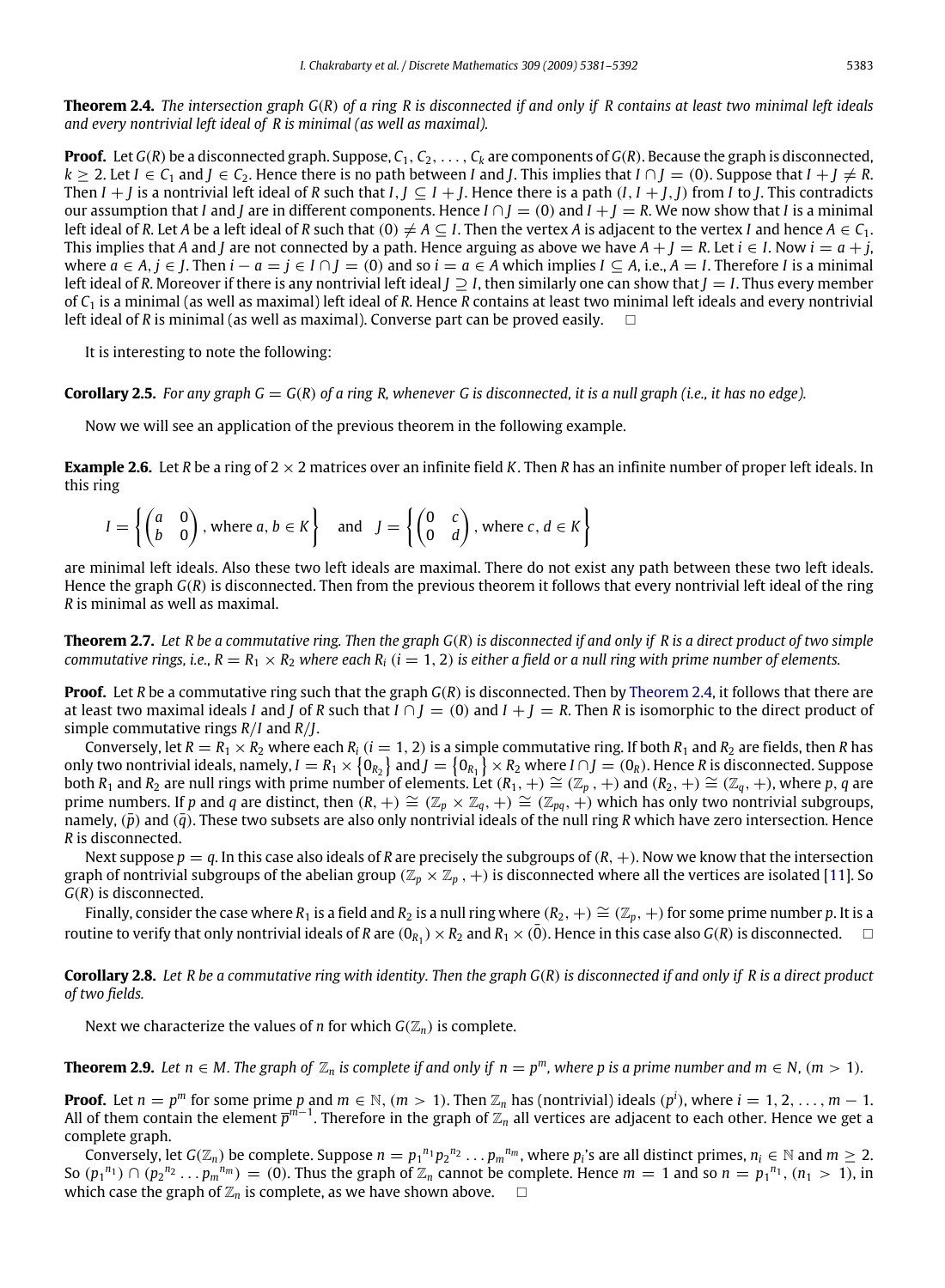**Theorem 2.4.** *The intersection graph $G(R)$ of a ring $R$ is disconnected if and only if $R$ contains at least two minimal left ideals and every nontrivial left ideal of $R$ is minimal (as well as maximal).*

**Proof.** Let $G(R)$ be a disconnected graph. Suppose, $C_1, C_2, \ldots, C_k$ are components of $G(R)$. Because the graph is disconnected, $k \geq 2$. Let $I \in C_1$ and $J \in C_2$. Hence there is no path between $I$ and $J$. This implies that $I \cap J = (0)$. Suppose that $I + J \neq R$. Then $I + J$ is a nontrivial left ideal of $R$ such that $I, J \subseteq I + J$. Hence there is a path $(I, I + J, J)$ from $I$ to $J$. This contradicts our assumption that $I$ and $J$ are in different components. Hence $I \cap J = (0)$ and $I + J = R$. We now show that $I$ is a minimal left ideal of $R$. Let $A$ be a left ideal of $R$ such that $(0) \neq A \subseteq I$. Then the vertex $A$ is adjacent to the vertex $I$ and hence $A \in C_1$. This implies that $A$ and $J$ are not connected by a path. Hence arguing as above we have $A + J = R$. Let $i \in I$. Now $i = a + j$, where $a \in A, j \in J$. Then $i - a = j \in I \cap J = (0)$ and so $i = a \in A$ which implies $I \subseteq A$, i.e., $A = I$. Therefore $I$ is a minimal left ideal of $R$. Moreover if there is any nontrivial left ideal $J \supseteq I$, then similarly one can show that $J = I$. Thus every member of $C_1$ is a minimal (as well as maximal) left ideal of $R$. Hence $R$ contains at least two minimal left ideals and every nontrivial left ideal of $R$ is minimal (as well as maximal). Converse part can be proved easily. $\square$

It is interesting to note the following:

**Corollary 2.5.** *For any graph $G = G(R)$ of a ring $R$, whenever $G$ is disconnected, it is a null graph (i.e., it has no edge).*

Now we will see an application of the previous theorem in the following example.

**Example 2.6.** Let $R$ be a ring of $2 \times 2$ matrices over an infinite field $K$. Then $R$ has an infinite number of proper left ideals. In this ring

$$I = \left\{ \begin{pmatrix} a & 0 \\ b & 0 \end{pmatrix}, \text{ where } a, b \in K \right\} \quad \text{and} \quad J = \left\{ \begin{pmatrix} 0 & c \\ 0 & d \end{pmatrix}, \text{ where } c, d \in K \right\}$$

are minimal left ideals. Also these two left ideals are maximal. There do not exist any path between these two left ideals. Hence the graph $G(R)$ is disconnected. Then from the previous theorem it follows that every nontrivial left ideal of the ring $R$ is minimal as well as maximal.

**Theorem 2.7.** *Let $R$ be a commutative ring. Then the graph $G(R)$ is disconnected if and only if $R$ is a direct product of two simple commutative rings, i.e., $R = R_1 \times R_2$ where each $R_i$ $(i = 1, 2)$ is either a field or a null ring with prime number of elements.*

**Proof.** Let $R$ be a commutative ring such that the graph $G(R)$ is disconnected. Then by Theorem 2.4, it follows that there are at least two maximal ideals $I$ and $J$ of $R$ such that $I \cap J = (0)$ and $I + J = R$. Then $R$ is isomorphic to the direct product of simple commutative rings $R/I$ and $R/J$.

Conversely, let $R = R_1 \times R_2$ where each $R_i$ $(i = 1, 2)$ is a simple commutative ring. If both $R_1$ and $R_2$ are fields, then $R$ has only two nontrivial ideals, namely, $I = R_1 \times \{0_{R_2}\}$ and $J = \{0_{R_1}\} \times R_2$ where $I \cap J = (0_R)$. Hence $R$ is disconnected. Suppose both $R_1$ and $R_2$ are null rings with prime number of elements. Let $(R_1, +) \cong (\mathbb{Z}_p, +)$ and $(R_2, +) \cong (\mathbb{Z}_q, +)$, where $p, q$ are prime numbers. If $p$ and $q$ are distinct, then $(R, +) \cong (\mathbb{Z}_p \times \mathbb{Z}_q, +) \cong (\mathbb{Z}_{pq}, +)$ which has only two nontrivial subgroups, namely, $(\bar{p})$ and $(\bar{q})$. These two subsets are also only nontrivial ideals of the null ring $R$ which have zero intersection. Hence $R$ is disconnected.

Next suppose $p = q$. In this case also ideals of $R$ are precisely the subgroups of $(R, +)$. Now we know that the intersection graph of nontrivial subgroups of the abelian group $(\mathbb{Z}_p \times \mathbb{Z}_p, +)$ is disconnected where all the vertices are isolated [11]. So $G(R)$ is disconnected.

Finally, consider the case where $R_1$ is a field and $R_2$ is a null ring where $(R_2, +) \cong (\mathbb{Z}_p, +)$ for some prime number $p$. It is a routine to verify that only nontrivial ideals of $R$ are $(0_{R_1}) \times R_2$ and $R_1 \times (\bar{0})$. Hence in this case also $G(R)$ is disconnected. $\square$

**Corollary 2.8.** *Let $R$ be a commutative ring with identity. Then the graph $G(R)$ is disconnected if and only if $R$ is a direct product of two fields.*

Next we characterize the values of $n$ for which $G(\mathbb{Z}_n)$ is complete.

**Theorem 2.9.** *Let $n \in M$. The graph of $\mathbb{Z}_n$ is complete if and only if $n = p^m$, where $p$ is a prime number and $m \in N$, $(m > 1)$.*

**Proof.** Let $n = p^m$ for some prime $p$ and $m \in \mathbb{N}$, $(m > 1)$. Then $\mathbb{Z}_n$ has (nontrivial) ideals $(p^i)$, where $i = 1, 2, \ldots, m - 1$. All of them contain the element $\overline{p}^{m-1}$. Therefore in the graph of $\mathbb{Z}_n$ all vertices are adjacent to each other. Hence we get a complete graph.

Conversely, let $G(\mathbb{Z}_n)$ be complete. Suppose $n = {p_1}^{n_1}{p_2}^{n_2} \ldots {p_m}^{n_m}$, where $p_i$'s are all distinct primes, $n_i \in \mathbb{N}$ and $m \geq 2$. So $({p_1}^{n_1}) \cap ({p_2}^{n_2} \ldots {p_m}^{n_m}) = (0)$. Thus the graph of $\mathbb{Z}_n$ cannot be complete. Hence $m = 1$ and so $n = {p_1}^{n_1}$, $(n_1 > 1)$, in which case the graph of $\mathbb{Z}_n$ is complete, as we have shown above. $\square$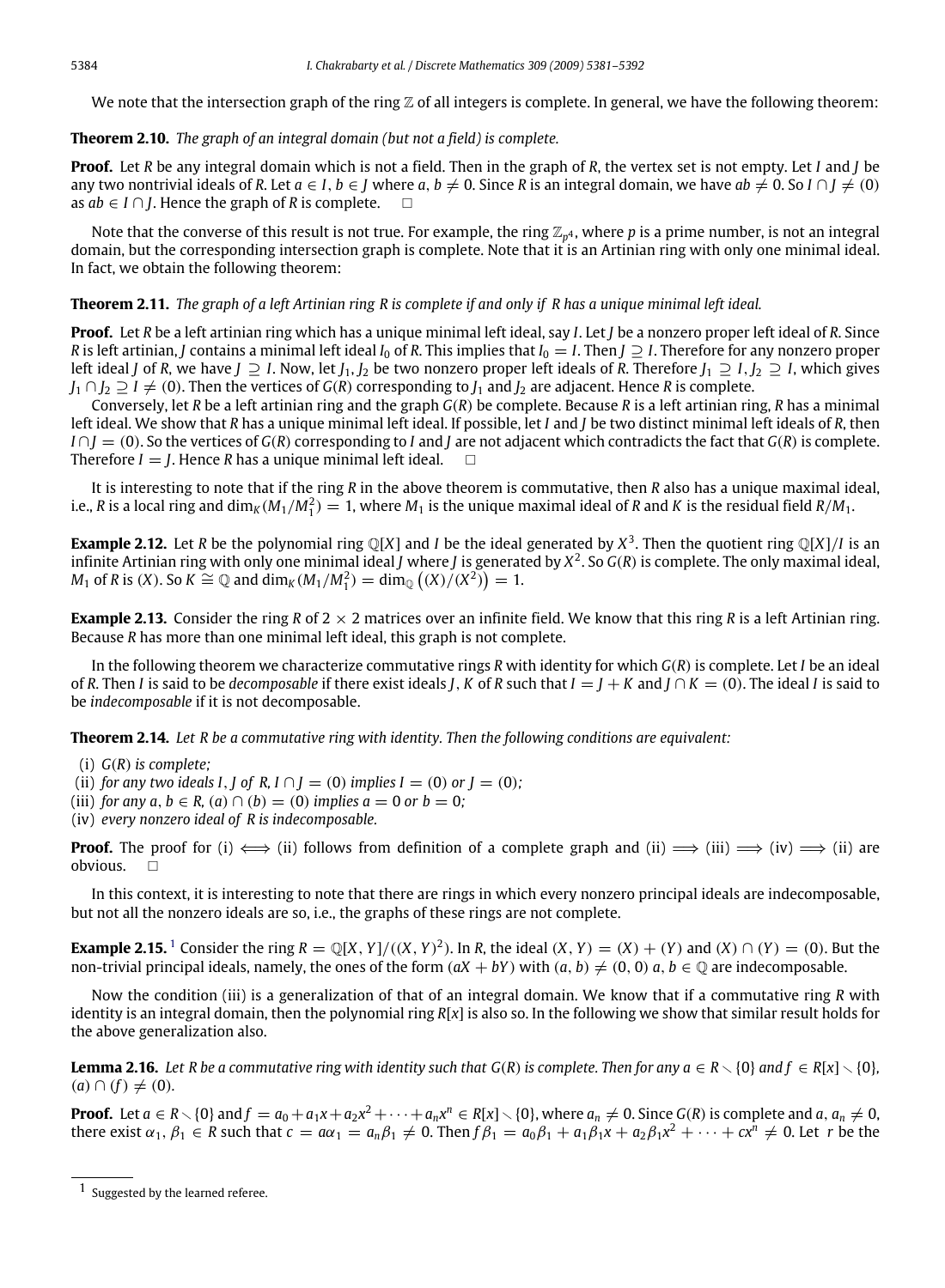We note that the intersection graph of the ring $\mathbb{Z}$ of all integers is complete. In general, we have the following theorem:

**Theorem 2.10.** *The graph of an integral domain (but not a field) is complete.*

**Proof.** Let $R$ be any integral domain which is not a field. Then in the graph of $R$, the vertex set is not empty. Let $I$ and $J$ be any two nontrivial ideals of $R$. Let $a \in I$, $b \in J$ where $a, b \neq 0$. Since $R$ is an integral domain, we have $ab \neq 0$. So $I \cap J \neq (0)$ as $ab \in I \cap J$. Hence the graph of $R$ is complete. $\square$

Note that the converse of this result is not true. For example, the ring $\mathbb{Z}_{p^4}$, where $p$ is a prime number, is not an integral domain, but the corresponding intersection graph is complete. Note that it is an Artinian ring with only one minimal ideal. In fact, we obtain the following theorem:

**Theorem 2.11.** *The graph of a left Artinian ring $R$ is complete if and only if $R$ has a unique minimal left ideal.*

**Proof.** Let $R$ be a left artinian ring which has a unique minimal left ideal, say $I$. Let $J$ be a nonzero proper left ideal of $R$. Since $R$ is left artinian, $J$ contains a minimal left ideal $I_0$ of $R$. This implies that $I_0 = I$. Then $J \supseteq I$. Therefore for any nonzero proper left ideal $J$ of $R$, we have $J \supseteq I$. Now, let $J_1, J_2$ be two nonzero proper left ideals of $R$. Therefore $J_1 \supseteq I, J_2 \supseteq I$, which gives $J_1 \cap J_2 \supseteq I \neq (0)$. Then the vertices of $G(R)$ corresponding to $J_1$ and $J_2$ are adjacent. Hence $R$ is complete.

Conversely, let $R$ be a left artinian ring and the graph $G(R)$ be complete. Because $R$ is a left artinian ring, $R$ has a minimal left ideal. We show that $R$ has a unique minimal left ideal. If possible, let $I$ and $J$ be two distinct minimal left ideals of $R$, then $I \cap J = (0)$. So the vertices of $G(R)$ corresponding to $I$ and $J$ are not adjacent which contradicts the fact that $G(R)$ is complete. Therefore $I = J$. Hence $R$ has a unique minimal left ideal. $\square$

It is interesting to note that if the ring $R$ in the above theorem is commutative, then $R$ also has a unique maximal ideal, i.e., $R$ is a local ring and $\dim_K(M_1/M_1^2) = 1$, where $M_1$ is the unique maximal ideal of $R$ and $K$ is the residual field $R/M_1$.

**Example 2.12.** Let $R$ be the polynomial ring $\mathbb{Q}[X]$ and $I$ be the ideal generated by $X^3$. Then the quotient ring $\mathbb{Q}[X]/I$ is an infinite Artinian ring with only one minimal ideal $J$ where $J$ is generated by $X^2$. So $G(R)$ is complete. The only maximal ideal, $M_1$ of $R$ is $(X)$. So $K \cong \mathbb{Q}$ and $\dim_K(M_1/M_1^2) = \dim_{\mathbb{Q}}\left((X)/(X^2)\right) = 1$.

**Example 2.13.** Consider the ring $R$ of $2 \times 2$ matrices over an infinite field. We know that this ring $R$ is a left Artinian ring. Because $R$ has more than one minimal left ideal, this graph is not complete.

In the following theorem we characterize commutative rings $R$ with identity for which $G(R)$ is complete. Let $I$ be an ideal of $R$. Then $I$ is said to be *decomposable* if there exist ideals $J, K$ of $R$ such that $I = J + K$ and $J \cap K = (0)$. The ideal $I$ is said to be *indecomposable* if it is not decomposable.

**Theorem 2.14.** *Let $R$ be a commutative ring with identity. Then the following conditions are equivalent:*

(i) *$G(R)$ is complete;*
(ii) *for any two ideals $I, J$ of $R$, $I \cap J = (0)$ implies $I = (0)$ or $J = (0)$;*
(iii) *for any $a, b \in R$, $(a) \cap (b) = (0)$ implies $a = 0$ or $b = 0$;*
(iv) *every nonzero ideal of $R$ is indecomposable.*

**Proof.** The proof for (i) $\iff$ (ii) follows from definition of a complete graph and (ii) $\implies$ (iii) $\implies$ (iv) $\implies$ (ii) are obvious. $\square$

In this context, it is interesting to note that there are rings in which every nonzero principal ideals are indecomposable, but not all the nonzero ideals are so, i.e., the graphs of these rings are not complete.

**Example 2.15.** [1] Consider the ring $R = \mathbb{Q}[X, Y]/((X, Y)^2)$. In $R$, the ideal $(X, Y) = (X) + (Y)$ and $(X) \cap (Y) = (0)$. But the non-trivial principal ideals, namely, the ones of the form $(aX + bY)$ with $(a, b) \neq (0, 0)$ $a, b \in \mathbb{Q}$ are indecomposable.

Now the condition (iii) is a generalization of that of an integral domain. We know that if a commutative ring $R$ with identity is an integral domain, then the polynomial ring $R[x]$ is also so. In the following we show that similar result holds for the above generalization also.

**Lemma 2.16.** *Let $R$ be a commutative ring with identity such that $G(R)$ is complete. Then for any $a \in R \setminus \{0\}$ and $f \in R[x] \setminus \{0\}$, $(a) \cap (f) \neq (0)$.*

**Proof.** Let $a \in R \setminus \{0\}$ and $f = a_0 + a_1x + a_2x^2 + \cdots + a_nx^n \in R[x] \setminus \{0\}$, where $a_n \neq 0$. Since $G(R)$ is complete and $a, a_n \neq 0$, there exist $\alpha_1, \beta_1 \in R$ such that $c = a\alpha_1 = a_n\beta_1 \neq 0$. Then $f\beta_1 = a_0\beta_1 + a_1\beta_1x + a_2\beta_1x^2 + \cdots + cx^n \neq 0$. Let $r$ be the

[1] Suggested by the learned referee.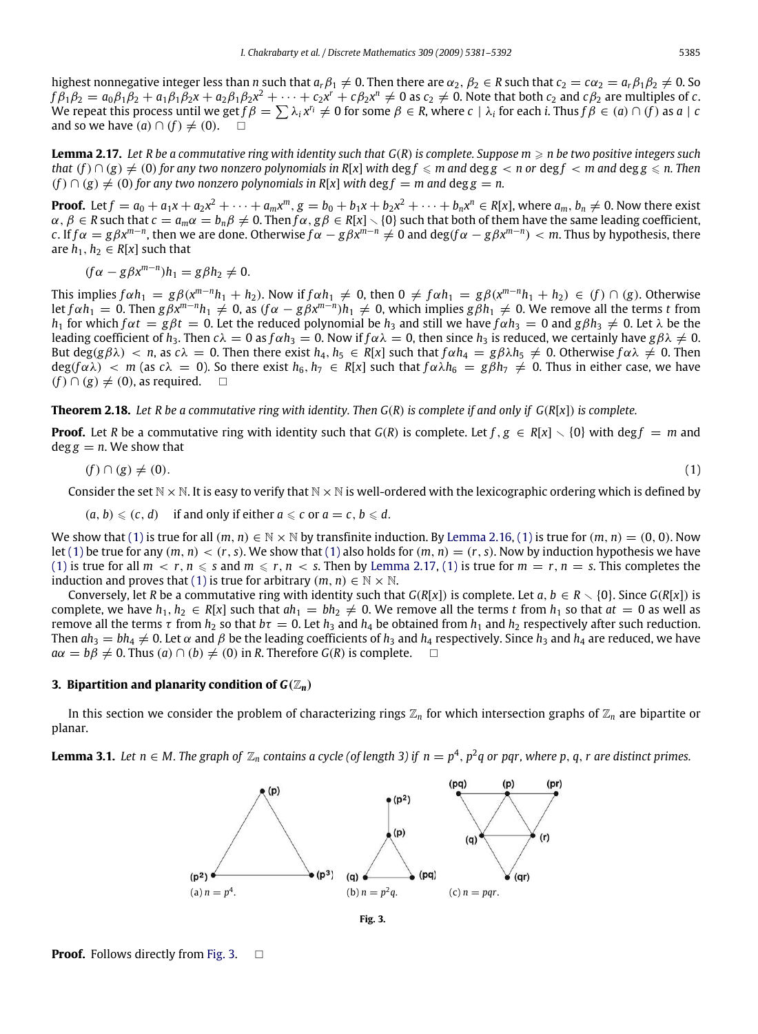highest nonnegative integer less than $n$ such that $a_r\beta_1 \neq 0$. Then there are $\alpha_2, \beta_2 \in R$ such that $c_2 = c\alpha_2 = a_r\beta_1\beta_2 \neq 0$. So $f\beta_1\beta_2 = a_0\beta_1\beta_2 + a_1\beta_1\beta_2 x + a_2\beta_1\beta_2 x^2 + \cdots + c_2 x^r + c\beta_2 x^n \neq 0$ as $c_2 \neq 0$. Note that both $c_2$ and $c\beta_2$ are multiples of $c$. We repeat this process until we get $f\beta = \sum \lambda_i x^{r_i} \neq 0$ for some $\beta \in R$, where $c \mid \lambda_i$ for each $i$. Thus $f\beta \in (a) \cap (f)$ as $a \mid c$ and so we have $(a) \cap (f) \neq (0)$. □

**Lemma 2.17.** *Let $R$ be a commutative ring with identity such that $G(R)$ is complete. Suppose $m \geqslant n$ be two positive integers such that $(f) \cap (g) \neq (0)$ for any two nonzero polynomials in $R[x]$ with $\deg f \leqslant m$ and $\deg g < n$ or $\deg f < m$ and $\deg g \leqslant n$. Then $(f) \cap (g) \neq (0)$ for any two nonzero polynomials in $R[x]$ with $\deg f = m$ and $\deg g = n$.*

**Proof.** Let $f = a_0 + a_1x + a_2x^2 + \cdots + a_m x^m$, $g = b_0 + b_1x + b_2x^2 + \cdots + b_n x^n \in R[x]$, where $a_m, b_n \neq 0$. Now there exist $\alpha, \beta \in R$ such that $c = a_m\alpha = b_n\beta \neq 0$. Then $f\alpha, g\beta \in R[x] \setminus \{0\}$ such that both of them have the same leading coefficient, $c$. If $f\alpha = g\beta x^{m-n}$, then we are done. Otherwise $f\alpha - g\beta x^{m-n} \neq 0$ and $\deg(f\alpha - g\beta x^{m-n}) < m$. Thus by hypothesis, there are $h_1, h_2 \in R[x]$ such that

$$(f\alpha - g\beta x^{m-n})h_1 = g\beta h_2 \neq 0.$$

This implies $f\alpha h_1 = g\beta(x^{m-n}h_1 + h_2)$. Now if $f\alpha h_1 \neq 0$, then $0 \neq f\alpha h_1 = g\beta(x^{m-n}h_1 + h_2) \in (f) \cap (g)$. Otherwise let $f\alpha h_1 = 0$. Then $g\beta x^{m-n}h_1 \neq 0$, as $(f\alpha - g\beta x^{m-n})h_1 \neq 0$, which implies $g\beta h_1 \neq 0$. We remove all the terms $t$ from $h_1$ for which $f\alpha t = g\beta t = 0$. Let the reduced polynomial be $h_3$ and still we have $f\alpha h_3 = 0$ and $g\beta h_3 \neq 0$. Let $\lambda$ be the leading coefficient of $h_3$. Then $c\lambda = 0$ as $f\alpha h_3 = 0$. Now if $f\alpha\lambda = 0$, then since $h_3$ is reduced, we certainly have $g\beta\lambda \neq 0$. But $\deg(g\beta\lambda) < n$, as $c\lambda = 0$. Then there exist $h_4, h_5 \in R[x]$ such that $f\alpha h_4 = g\beta\lambda h_5 \neq 0$. Otherwise $f\alpha\lambda \neq 0$. Then $\deg(f\alpha\lambda) < m$ (as $c\lambda = 0$). So there exist $h_6, h_7 \in R[x]$ such that $f\alpha\lambda h_6 = g\beta h_7 \neq 0$. Thus in either case, we have $(f) \cap (g) \neq (0)$, as required. □

**Theorem 2.18.** *Let $R$ be a commutative ring with identity. Then $G(R)$ is complete if and only if $G(R[x])$ is complete.*

**Proof.** Let $R$ be a commutative ring with identity such that $G(R)$ is complete. Let $f, g \in R[x] \setminus \{0\}$ with $\deg f = m$ and $\deg g = n$. We show that

$$(f) \cap (g) \neq (0). \tag{1}$$

Consider the set $\mathbb{N} \times \mathbb{N}$. It is easy to verify that $\mathbb{N} \times \mathbb{N}$ is well-ordered with the lexicographic ordering which is defined by

$$(a, b) \leqslant (c, d) \quad \text{if and only if either } a \leqslant c \text{ or } a = c, b \leqslant d.$$

We show that (1) is true for all $(m, n) \in \mathbb{N} \times \mathbb{N}$ by transfinite induction. By Lemma 2.16, (1) is true for $(m, n) = (0, 0)$. Now let (1) be true for any $(m, n) < (r, s)$. We show that (1) also holds for $(m, n) = (r, s)$. Now by induction hypothesis we have (1) is true for all $m < r, n \leqslant s$ and $m \leqslant r, n < s$. Then by Lemma 2.17, (1) is true for $m = r, n = s$. This completes the induction and proves that (1) is true for arbitrary $(m, n) \in \mathbb{N} \times \mathbb{N}$.

Conversely, let $R$ be a commutative ring with identity such that $G(R[x])$ is complete. Let $a, b \in R \setminus \{0\}$. Since $G(R[x])$ is complete, we have $h_1, h_2 \in R[x]$ such that $ah_1 = bh_2 \neq 0$. We remove all the terms $t$ from $h_1$ so that $at = 0$ as well as remove all the terms $\tau$ from $h_2$ so that $b\tau = 0$. Let $h_3$ and $h_4$ be obtained from $h_1$ and $h_2$ respectively after such reduction. Then $ah_3 = bh_4 \neq 0$. Let $\alpha$ and $\beta$ be the leading coefficients of $h_3$ and $h_4$ respectively. Since $h_3$ and $h_4$ are reduced, we have $a\alpha = b\beta \neq 0$. Thus $(a) \cap (b) \neq (0)$ in $R$. Therefore $G(R)$ is complete. □

## 3. Bipartition and planarity condition of $G(\mathbb{Z}_n)$

In this section we consider the problem of characterizing rings $\mathbb{Z}_n$ for which intersection graphs of $\mathbb{Z}_n$ are bipartite or planar.

**Lemma 3.1.** *Let $n \in M$. The graph of $\mathbb{Z}_n$ contains a cycle (of length 3) if $n = p^4$, $p^2q$ or $pqr$, where $p, q, r$ are distinct primes.*

(a) $n = p^4$. (b) $n = p^2q$. (c) $n = pqr$.

**Fig. 3.**

**Proof.** Follows directly from Fig. 3. □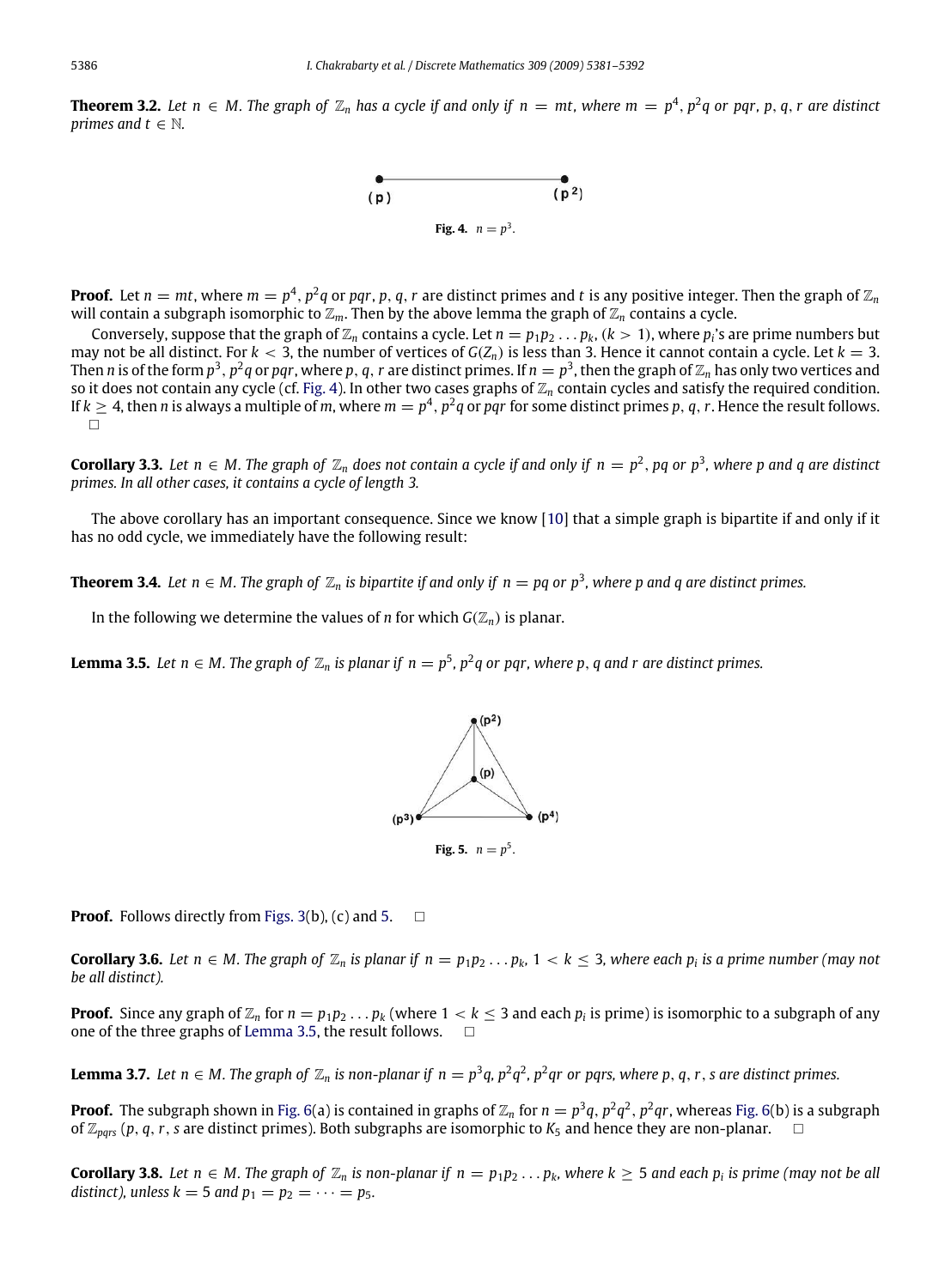**Theorem 3.2.** *Let $n \in M$. The graph of $\mathbb{Z}_n$ has a cycle if and only if $n = mt$, where $m = p^4, p^2q$ or $pqr$, $p, q, r$ are distinct primes and $t \in \mathbb{N}$.*

Fig. 4. $n = p^3$.

**Proof.** Let $n = mt$, where $m = p^4, p^2q$ or $pqr$, $p, q, r$ are distinct primes and $t$ is any positive integer. Then the graph of $\mathbb{Z}_n$ will contain a subgraph isomorphic to $\mathbb{Z}_m$. Then by the above lemma the graph of $\mathbb{Z}_n$ contains a cycle.

Conversely, suppose that the graph of $\mathbb{Z}_n$ contains a cycle. Let $n = p_1p_2 \dots p_k$, $(k > 1)$, where $p_i$'s are prime numbers but may not be all distinct. For $k < 3$, the number of vertices of $G(Z_n)$ is less than 3. Hence it cannot contain a cycle. Let $k = 3$. Then $n$ is of the form $p^3, p^2q$ or $pqr$, where $p, q, r$ are distinct primes. If $n = p^3$, then the graph of $\mathbb{Z}_n$ has only two vertices and so it does not contain any cycle (cf. Fig. 4). In other two cases graphs of $\mathbb{Z}_n$ contain cycles and satisfy the required condition. If $k \geq 4$, then $n$ is always a multiple of $m$, where $m = p^4, p^2q$ or $pqr$ for some distinct primes $p, q, r$. Hence the result follows. □

**Corollary 3.3.** *Let $n \in M$. The graph of $\mathbb{Z}_n$ does not contain a cycle if and only if $n = p^2, pq$ or $p^3$, where $p$ and $q$ are distinct primes. In all other cases, it contains a cycle of length 3.*

The above corollary has an important consequence. Since we know [10] that a simple graph is bipartite if and only if it has no odd cycle, we immediately have the following result:

**Theorem 3.4.** *Let $n \in M$. The graph of $\mathbb{Z}_n$ is bipartite if and only if $n = pq$ or $p^3$, where $p$ and $q$ are distinct primes.*

In the following we determine the values of $n$ for which $G(\mathbb{Z}_n)$ is planar.

**Lemma 3.5.** *Let $n \in M$. The graph of $\mathbb{Z}_n$ is planar if $n = p^5, p^2q$ or $pqr$, where $p, q$ and $r$ are distinct primes.*

Fig. 5. $n = p^5$.

**Proof.** Follows directly from Figs. 3(b), (c) and 5. □

**Corollary 3.6.** *Let $n \in M$. The graph of $\mathbb{Z}_n$ is planar if $n = p_1p_2 \dots p_k$, $1 < k \leq 3$, where each $p_i$ is a prime number (may not be all distinct).*

**Proof.** Since any graph of $\mathbb{Z}_n$ for $n = p_1p_2 \dots p_k$ (where $1 < k \leq 3$ and each $p_i$ is prime) is isomorphic to a subgraph of any one of the three graphs of Lemma 3.5, the result follows. □

**Lemma 3.7.** *Let $n \in M$. The graph of $\mathbb{Z}_n$ is non-planar if $n = p^3q, p^2q^2, p^2qr$ or $pqrs$, where $p, q, r, s$ are distinct primes.*

**Proof.** The subgraph shown in Fig. 6(a) is contained in graphs of $\mathbb{Z}_n$ for $n = p^3q, p^2q^2, p^2qr$, whereas Fig. 6(b) is a subgraph of $\mathbb{Z}_{pqrs}$ ($p, q, r, s$ are distinct primes). Both subgraphs are isomorphic to $K_5$ and hence they are non-planar. □

**Corollary 3.8.** *Let $n \in M$. The graph of $\mathbb{Z}_n$ is non-planar if $n = p_1p_2 \dots p_k$, where $k \geq 5$ and each $p_i$ is prime (may not be all distinct), unless $k = 5$ and $p_1 = p_2 = \dots = p_5$.*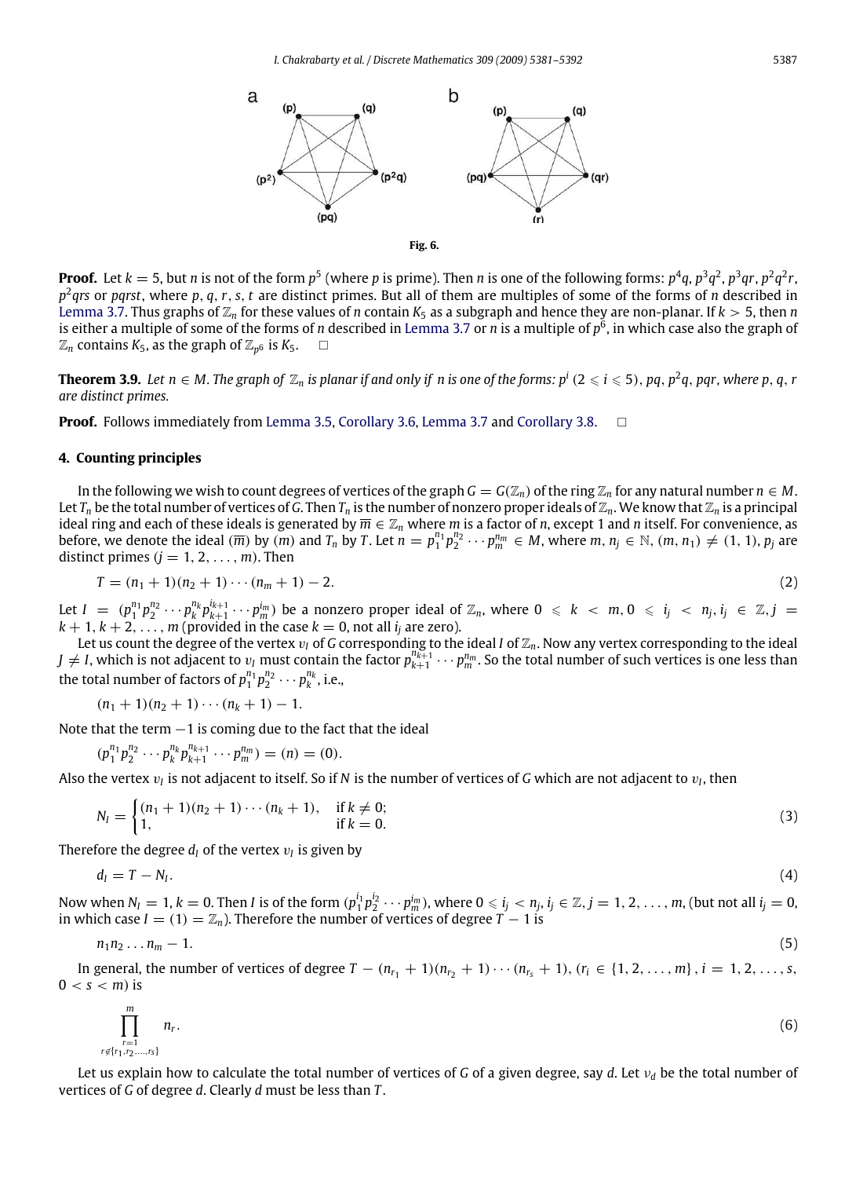Fig. 6.

**Proof.** Let $k = 5$, but $n$ is not of the form $p^5$ (where $p$ is prime). Then $n$ is one of the following forms: $p^4q$, $p^3q^2$, $p^3qr$, $p^2q^2r$, $p^2qrs$ or $pqrst$, where $p, q, r, s, t$ are distinct primes. But all of them are multiples of some of the forms of $n$ described in Lemma 3.7. Thus graphs of $\mathbb{Z}_n$ for these values of $n$ contain $K_5$ as a subgraph and hence they are non-planar. If $k > 5$, then $n$ is either a multiple of some of the forms of $n$ described in Lemma 3.7 or $n$ is a multiple of $p^6$, in which case also the graph of $\mathbb{Z}_n$ contains $K_5$, as the graph of $\mathbb{Z}_{p^6}$ is $K_5$. □

**Theorem 3.9.** *Let $n \in M$. The graph of $\mathbb{Z}_n$ is planar if and only if $n$ is one of the forms: $p^i$ $(2 \leqslant i \leqslant 5)$, $pq$, $p^2q$, $pqr$, where $p, q, r$ are distinct primes.*

**Proof.** Follows immediately from Lemma 3.5, Corollary 3.6, Lemma 3.7 and Corollary 3.8. □

## 4. Counting principles

In the following we wish to count degrees of vertices of the graph $G = G(\mathbb{Z}_n)$ of the ring $\mathbb{Z}_n$ for any natural number $n \in M$. Let $T_n$ be the total number of vertices of $G$. Then $T_n$ is the number of nonzero proper ideals of $\mathbb{Z}_n$. We know that $\mathbb{Z}_n$ is a principal ideal ring and each of these ideals is generated by $\overline{m} \in \mathbb{Z}_n$ where $m$ is a factor of $n$, except 1 and $n$ itself. For convenience, as before, we denote the ideal $(\overline{m})$ by $(m)$ and $T_n$ by $T$. Let $n = p_1^{n_1}p_2^{n_2}\cdots p_m^{n_m} \in M$, where $m, n_j \in \mathbb{N}$, $(m, n_1) \neq (1, 1)$, $p_j$ are distinct primes $(j = 1, 2, \ldots, m)$. Then

$$T = (n_1 + 1)(n_2 + 1)\cdots(n_m + 1) - 2. \tag{2}$$

Let $I = (p_1^{n_1}p_2^{n_2}\cdots p_k^{n_k}p_{k+1}^{i_{k+1}}\cdots p_m^{i_m})$ be a nonzero proper ideal of $\mathbb{Z}_n$, where $0 \leqslant k < m$, $0 \leqslant i_j < n_j$, $i_j \in \mathbb{Z}$, $j = k + 1, k + 2, \ldots, m$ (provided in the case $k = 0$, not all $i_j$ are zero).

Let us count the degree of the vertex $v_I$ of $G$ corresponding to the ideal $I$ of $\mathbb{Z}_n$. Now any vertex corresponding to the ideal $J \neq I$, which is not adjacent to $v_I$ must contain the factor $p_{k+1}^{n_{k+1}}\cdots p_m^{n_m}$. So the total number of such vertices is one less than the total number of factors of $p_1^{n_1}p_2^{n_2}\cdots p_k^{n_k}$, i.e.,

$$(n_1 + 1)(n_2 + 1)\cdots(n_k + 1) - 1.$$

Note that the term $-1$ is coming due to the fact that the ideal

$$(p_1^{n_1}p_2^{n_2}\cdots p_k^{n_k}p_{k+1}^{n_{k+1}}\cdots p_m^{n_m}) = (n) = (0).$$

Also the vertex $v_I$ is not adjacent to itself. So if $N$ is the number of vertices of $G$ which are not adjacent to $v_I$, then

$$N_I = \begin{cases} (n_1 + 1)(n_2 + 1)\cdots(n_k + 1), & \text{if } k \neq 0; \\ 1, & \text{if } k = 0. \end{cases} \tag{3}$$

Therefore the degree $d_I$ of the vertex $v_I$ is given by

$$d_I = T - N_I. \tag{4}$$

Now when $N_I = 1$, $k = 0$. Then $I$ is of the form $(p_1^{i_1}p_2^{i_2}\cdots p_m^{i_m})$, where $0 \leqslant i_j < n_j$, $i_j \in \mathbb{Z}$, $j = 1, 2, \ldots, m$, (but not all $i_j = 0$, in which case $I = (1) = \mathbb{Z}_n$). Therefore the number of vertices of degree $T - 1$ is

$$n_1n_2\ldots n_m - 1. \tag{5}$$

In general, the number of vertices of degree $T - (n_{r_1} + 1)(n_{r_2} + 1)\cdots(n_{r_s} + 1)$, $(r_i \in \{1, 2, \ldots, m\}$, $i = 1, 2, \ldots, s$, $0 < s < m)$ is

$$\prod_{\substack{r=1 \\ r \notin \{r_1, r_2, \ldots, r_s\}}}^{m} n_r. \tag{6}$$

Let us explain how to calculate the total number of vertices of $G$ of a given degree, say $d$. Let $\nu_d$ be the total number of vertices of $G$ of degree $d$. Clearly $d$ must be less than $T$.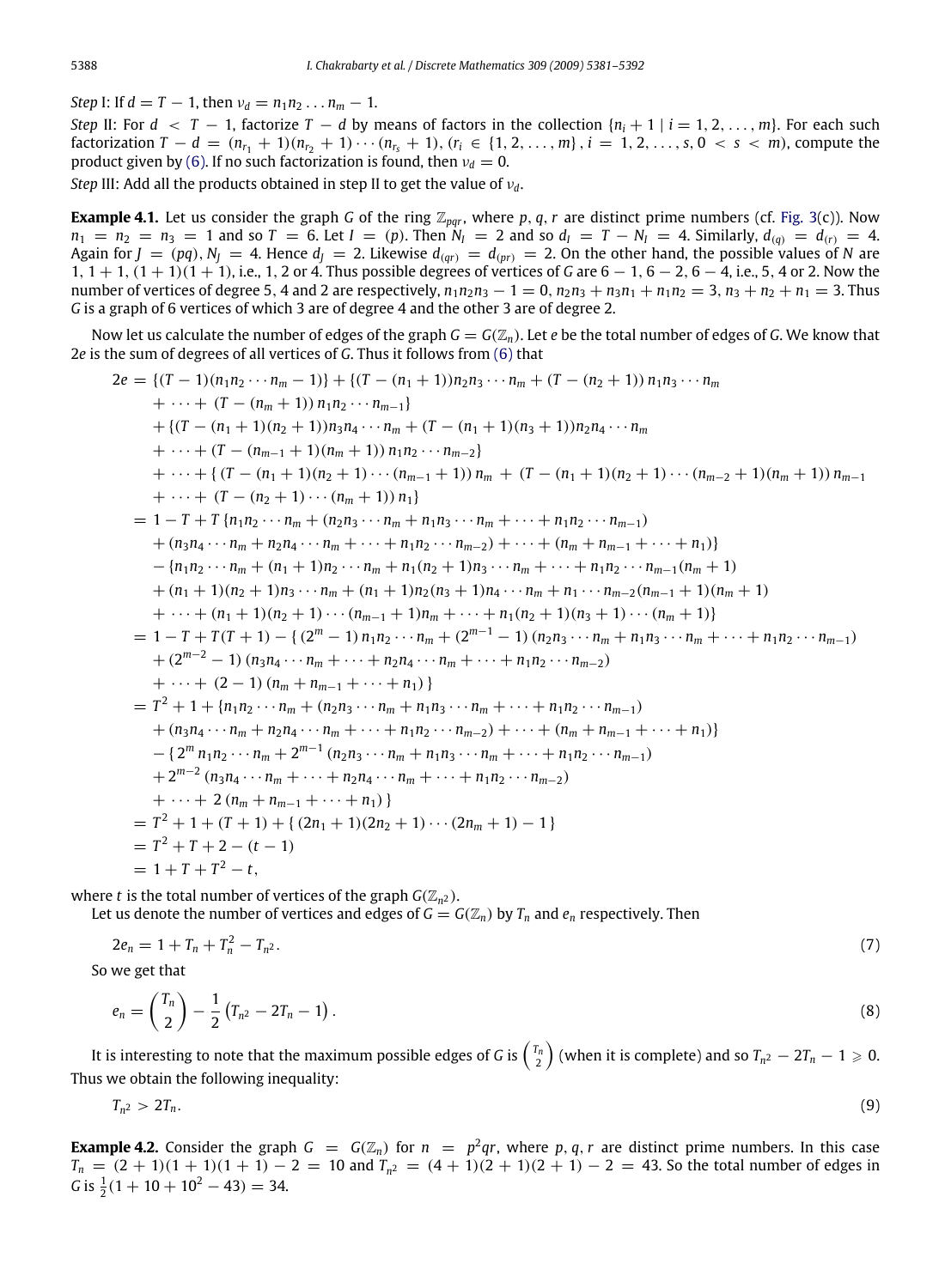*Step* I: If $d = T - 1$, then $\nu_d = n_1 n_2 \ldots n_m - 1$.

*Step* II: For $d < T - 1$, factorize $T - d$ by means of factors in the collection $\{n_i + 1 \mid i = 1, 2, \ldots, m\}$. For each such factorization $T - d = (n_{r_1} + 1)(n_{r_2} + 1) \cdots (n_{r_s} + 1)$, $(r_i \in \{1, 2, \ldots, m\}, i = 1, 2, \ldots, s, 0 < s < m)$, compute the product given by (6). If no such factorization is found, then $\nu_d = 0$.

*Step* III: Add all the products obtained in step II to get the value of $\nu_d$.

**Example 4.1.** Let us consider the graph $G$ of the ring $\mathbb{Z}_{pqr}$, where $p, q, r$ are distinct prime numbers (cf. Fig. 3(c)). Now $n_1 = n_2 = n_3 = 1$ and so $T = 6$. Let $I = (p)$. Then $N_I = 2$ and so $d_I = T - N_I = 4$. Similarly, $d_{(q)} = d_{(r)} = 4$. Again for $J = (pq)$, $N_J = 4$. Hence $d_J = 2$. Likewise $d_{(qr)} = d_{(pr)} = 2$. On the other hand, the possible values of $N$ are $1, 1+1, (1+1)(1+1)$, i.e., 1, 2 or 4. Thus possible degrees of vertices of $G$ are $6-1, 6-2, 6-4$, i.e., 5, 4 or 2. Now the number of vertices of degree 5, 4 and 2 are respectively, $n_1 n_2 n_3 - 1 = 0$, $n_2 n_3 + n_3 n_1 + n_1 n_2 = 3$, $n_3 + n_2 + n_1 = 3$. Thus $G$ is a graph of 6 vertices of which 3 are of degree 4 and the other 3 are of degree 2.

Now let us calculate the number of edges of the graph $G = G(\mathbb{Z}_n)$. Let $e$ be the total number of edges of $G$. We know that $2e$ is the sum of degrees of all vertices of $G$. Thus it follows from (6) that

$$
\begin{aligned}
2e &= \{(T-1)(n_1 n_2 \cdots n_m - 1)\} + \{(T - (n_1+1)) n_2 n_3 \cdots n_m + (T - (n_2+1))\, n_1 n_3 \cdots n_m \\
&\quad + \cdots + (T - (n_m + 1))\, n_1 n_2 \cdots n_{m-1}\} \\
&\quad + \{(T - (n_1+1)(n_2+1)) n_3 n_4 \cdots n_m + (T - (n_1+1)(n_3+1)) n_2 n_4 \cdots n_m \\
&\quad + \cdots + (T - (n_{m-1}+1)(n_m+1))\, n_1 n_2 \cdots n_{m-2}\} \\
&\quad + \cdots + \{\, (T - (n_1+1)(n_2+1) \cdots (n_{m-1}+1))\, n_m + (T - (n_1+1)(n_2+1)\cdots(n_{m-2}+1)(n_m+1))\, n_{m-1} \\
&\quad + \cdots + (T - (n_2+1)\cdots(n_m+1))\, n_1\} \\
&= 1 - T + T\,\{n_1 n_2 \cdots n_m + (n_2 n_3 \cdots n_m + n_1 n_3 \cdots n_m + \cdots + n_1 n_2 \cdots n_{m-1}) \\
&\quad + (n_3 n_4 \cdots n_m + n_2 n_4 \cdots n_m + \cdots + n_1 n_2 \cdots n_{m-2}) + \cdots + (n_m + n_{m-1} + \cdots + n_1)\} \\
&\quad - \{n_1 n_2 \cdots n_m + (n_1+1) n_2 \cdots n_m + n_1 (n_2+1) n_3 \cdots n_m + \cdots + n_1 n_2 \cdots n_{m-1}(n_m+1) \\
&\quad + (n_1+1)(n_2+1) n_3 \cdots n_m + (n_1+1) n_2 (n_3+1) n_4 \cdots n_m + n_1 \cdots n_{m-2}(n_{m-1}+1)(n_m+1) \\
&\quad + \cdots + (n_1+1)(n_2+1)\cdots(n_{m-1}+1) n_m + \cdots + n_1 (n_2+1)(n_3+1)\cdots(n_m+1)\} \\
&= 1 - T + T(T+1) - \{\, (2^m - 1)\, n_1 n_2 \cdots n_m + (2^{m-1} - 1)\,(n_2 n_3 \cdots n_m + n_1 n_3 \cdots n_m + \cdots + n_1 n_2 \cdots n_{m-1}) \\
&\quad + (2^{m-2} - 1)\,(n_3 n_4 \cdots n_m + \cdots + n_2 n_4 \cdots n_m + \cdots + n_1 n_2 \cdots n_{m-2}) \\
&\quad + \cdots + (2-1)\,(n_m + n_{m-1} + \cdots + n_1)\,\} \\
&= T^2 + 1 + \{n_1 n_2 \cdots n_m + (n_2 n_3 \cdots n_m + n_1 n_3 \cdots n_m + \cdots + n_1 n_2 \cdots n_{m-1}) \\
&\quad + (n_3 n_4 \cdots n_m + n_2 n_4 \cdots n_m + \cdots + n_1 n_2 \cdots n_{m-2}) + \cdots + (n_m + n_{m-1} + \cdots + n_1)\} \\
&\quad - \{\, 2^m\, n_1 n_2 \cdots n_m + 2^{m-1}\,(n_2 n_3 \cdots n_m + n_1 n_3 \cdots n_m + \cdots + n_1 n_2 \cdots n_{m-1}) \\
&\quad + 2^{m-2}\,(n_3 n_4 \cdots n_m + \cdots + n_2 n_4 \cdots n_m + \cdots + n_1 n_2 \cdots n_{m-2}) \\
&\quad + \cdots + 2\,(n_m + n_{m-1} + \cdots + n_1)\,\} \\
&= T^2 + 1 + (T+1) + \{\, (2n_1+1)(2n_2+1)\cdots(2n_m+1) - 1\,\} \\
&= T^2 + T + 2 - (t-1) \\
&= 1 + T + T^2 - t,
\end{aligned}
$$

where $t$ is the total number of vertices of the graph $G(\mathbb{Z}_{n^2})$.

Let us denote the number of vertices and edges of $G = G(\mathbb{Z}_n)$ by $T_n$ and $e_n$ respectively. Then

$$2e_n = 1 + T_n + T_n^2 - T_{n^2}. \tag{7}$$

So we get that

$$e_n = \binom{T_n}{2} - \frac{1}{2}\left(T_{n^2} - 2T_n - 1\right). \tag{8}$$

It is interesting to note that the maximum possible edges of $G$ is $\binom{T_n}{2}$ (when it is complete) and so $T_{n^2} - 2T_n - 1 \geqslant 0$. Thus we obtain the following inequality:

$$T_{n^2} > 2T_n. \tag{9}$$

**Example 4.2.** Consider the graph $G = G(\mathbb{Z}_n)$ for $n = p^2 qr$, where $p, q, r$ are distinct prime numbers. In this case $T_n = (2+1)(1+1)(1+1) - 2 = 10$ and $T_{n^2} = (4+1)(2+1)(2+1) - 2 = 43$. So the total number of edges in $G$ is $\frac{1}{2}(1 + 10 + 10^2 - 43) = 34$.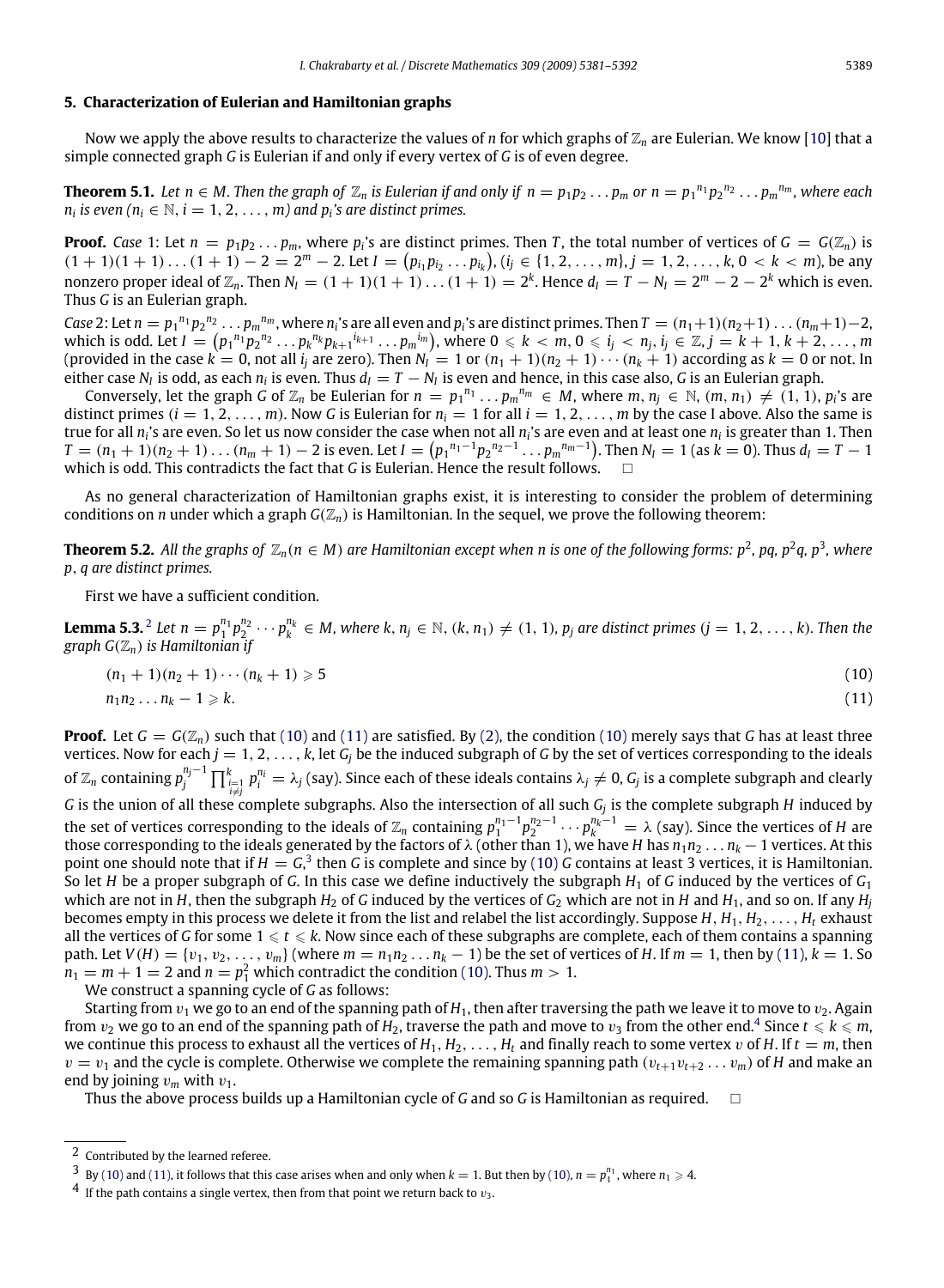## 5. Characterization of Eulerian and Hamiltonian graphs

Now we apply the above results to characterize the values of $n$ for which graphs of $\mathbb{Z}_n$ are Eulerian. We know [10] that a simple connected graph $G$ is Eulerian if and only if every vertex of $G$ is of even degree.

**Theorem 5.1.** *Let $n \in M$. Then the graph of $\mathbb{Z}_n$ is Eulerian if and only if $n = p_1p_2 \dots p_m$ or $n = {p_1}^{n_1}{p_2}^{n_2} \dots {p_m}^{n_m}$, where each $n_i$ is even ($n_i \in \mathbb{N}$, $i = 1, 2, \dots, m$) and $p_i$'s are distinct primes.*

**Proof.** *Case* 1: Let $n = p_1p_2 \dots p_m$, where $p_i$'s are distinct primes. Then $T$, the total number of vertices of $G = G(\mathbb{Z}_n)$ is $(1+1)(1+1)\dots(1+1) - 2 = 2^m - 2$. Let $I = (p_{i_1}p_{i_2} \dots p_{i_k})$, ($i_j \in \{1, 2, \dots, m\}$, $j = 1, 2, \dots, k$, $0 < k < m$), be any nonzero proper ideal of $\mathbb{Z}_n$. Then $N_I = (1+1)(1+1)\dots(1+1) = 2^k$. Hence $d_I = T - N_I = 2^m - 2 - 2^k$ which is even. Thus $G$ is an Eulerian graph.

*Case* 2: Let $n = {p_1}^{n_1}{p_2}^{n_2} \dots {p_m}^{n_m}$, where $n_i$'s are all even and $p_i$'s are distinct primes. Then $T = (n_1+1)(n_2+1)\dots(n_m+1) - 2$, which is odd. Let $I = \left({p_1}^{n_1}{p_2}^{n_2} \dots {p_k}^{n_k}{p_{k+1}}^{i_{k+1}} \dots {p_m}^{i_m}\right)$, where $0 \leqslant k < m$, $0 \leqslant i_j < n_j$, $i_j \in \mathbb{Z}$, $j = k+1, k+2, \dots, m$ (provided in the case $k = 0$, not all $i_j$ are zero). Then $N_I = 1$ or $(n_1+1)(n_2+1)\cdots(n_k+1)$ according as $k = 0$ or not. In either case $N_I$ is odd, as each $n_i$ is even. Thus $d_I = T - N_I$ is even and hence, in this case also, $G$ is an Eulerian graph.

Conversely, let the graph $G$ of $\mathbb{Z}_n$ be Eulerian for $n = {p_1}^{n_1} \dots {p_m}^{n_m} \in M$, where $m, n_j \in \mathbb{N}$, $(m, n_1) \neq (1, 1)$, $p_i$'s are distinct primes ($i = 1, 2, \dots, m$). Now $G$ is Eulerian for $n_i = 1$ for all $i = 1, 2, \dots, m$ by the case I above. Also the same is true for all $n_i$'s are even. So let us now consider the case when not all $n_i$'s are even and at least one $n_i$ is greater than 1. Then $T = (n_1+1)(n_2+1)\dots(n_m+1) - 2$ is even. Let $I = \left({p_1}^{n_1-1}{p_2}^{n_2-1} \dots {p_m}^{n_m-1}\right)$. Then $N_I = 1$ (as $k = 0$). Thus $d_I = T - 1$ which is odd. This contradicts the fact that $G$ is Eulerian. Hence the result follows. □

As no general characterization of Hamiltonian graphs exist, it is interesting to consider the problem of determining conditions on $n$ under which a graph $G(\mathbb{Z}_n)$ is Hamiltonian. In the sequel, we prove the following theorem:

**Theorem 5.2.** *All the graphs of $\mathbb{Z}_n (n \in M)$ are Hamiltonian except when $n$ is one of the following forms: $p^2$, $pq$, $p^2q$, $p^3$, where $p$, $q$ are distinct primes.*

First we have a sufficient condition.

**Lemma 5.3.**[2] *Let $n = p_1^{n_1}p_2^{n_2}\cdots p_k^{n_k} \in M$, where $k, n_j \in \mathbb{N}$, $(k, n_1) \neq (1, 1)$, $p_j$ are distinct primes ($j = 1, 2, \dots, k$). Then the graph $G(\mathbb{Z}_n)$ is Hamiltonian if*

$$(n_1+1)(n_2+1)\cdots(n_k+1) \geqslant 5 \tag{10}$$

$$n_1n_2 \dots n_k - 1 \geqslant k. \tag{11}$$

**Proof.** Let $G = G(\mathbb{Z}_n)$ such that (10) and (11) are satisfied. By (2), the condition (10) merely says that $G$ has at least three vertices. Now for each $j = 1, 2, \dots, k$, let $G_j$ be the induced subgraph of $G$ by the set of vertices corresponding to the ideals of $\mathbb{Z}_n$ containing $p_j^{n_j-1}\prod_{\substack{i=1\\ i\neq j}}^{k} p_i^{n_i} = \lambda_j$ (say). Since each of these ideals contains $\lambda_j \neq 0$, $G_j$ is a complete subgraph and clearly $G$ is the union of all these complete subgraphs. Also the intersection of all such $G_j$ is the complete subgraph $H$ induced by the set of vertices corresponding to the ideals of $\mathbb{Z}_n$ containing $p_1^{n_1-1}p_2^{n_2-1}\cdots p_k^{n_k-1} = \lambda$ (say). Since the vertices of $H$ are those corresponding to the ideals generated by the factors of $\lambda$ (other than 1), we have $H$ has $n_1n_2 \dots n_k - 1$ vertices. At this point one should note that if $H = G$,[3] then $G$ is complete and since by (10) $G$ contains at least 3 vertices, it is Hamiltonian. So let $H$ be a proper subgraph of $G$. In this case we define inductively the subgraph $H_1$ of $G$ induced by the vertices of $G_1$ which are not in $H$, then the subgraph $H_2$ of $G$ induced by the vertices of $G_2$ which are not in $H$ and $H_1$, and so on. If any $H_j$ becomes empty in this process we delete it from the list and relabel the list accordingly. Suppose $H, H_1, H_2, \dots, H_t$ exhaust all the vertices of $G$ for some $1 \leqslant t \leqslant k$. Now since each of these subgraphs are complete, each of them contains a spanning path. Let $V(H) = \{v_1, v_2, \dots, v_m\}$ (where $m = n_1n_2 \dots n_k - 1$) be the set of vertices of $H$. If $m = 1$, then by (11), $k = 1$. So $n_1 = m + 1 = 2$ and $n = p_1^2$ which contradict the condition (10). Thus $m > 1$.

We construct a spanning cycle of $G$ as follows:

Starting from $v_1$ we go to an end of the spanning path of $H_1$, then after traversing the path we leave it to move to $v_2$. Again from $v_2$ we go to an end of the spanning path of $H_2$, traverse the path and move to $v_3$ from the other end.[4] Since $t \leqslant k \leqslant m$, we continue this process to exhaust all the vertices of $H_1, H_2, \dots, H_t$ and finally reach to some vertex $v$ of $H$. If $t = m$, then $v = v_1$ and the cycle is complete. Otherwise we complete the remaining spanning path $(v_{t+1}v_{t+2} \dots v_m)$ of $H$ and make an end by joining $v_m$ with $v_1$.

Thus the above process builds up a Hamiltonian cycle of $G$ and so $G$ is Hamiltonian as required. □

---

[2] Contributed by the learned referee.

[3] By (10) and (11), it follows that this case arises when and only when $k = 1$. But then by (10), $n = p_1^{n_1}$, where $n_1 \geqslant 4$.

[4] If the path contains a single vertex, then from that point we return back to $v_3$.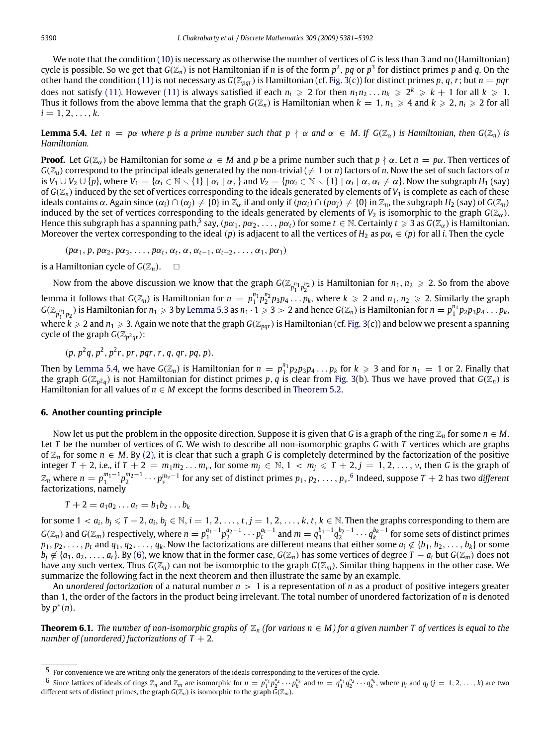We note that the condition (10) is necessary as otherwise the number of vertices of $G$ is less than 3 and no (Hamiltonian) cycle is possible. So we get that $G(\mathbb{Z}_n)$ is not Hamiltonian if $n$ is of the form $p^2$, $pq$ or $p^3$ for distinct primes $p$ and $q$. On the other hand the condition (11) is not necessary as $G(\mathbb{Z}_{pqr})$ is Hamiltonian (cf. Fig. 3(c)) for distinct primes $p, q, r$; but $n = pqr$ does not satisfy (11). However (11) is always satisfied if each $n_i \geqslant 2$ for then $n_1 n_2 \ldots n_k \geqslant 2^k \geqslant k+1$ for all $k \geqslant 1$. Thus it follows from the above lemma that the graph $G(\mathbb{Z}_n)$ is Hamiltonian when $k = 1, n_1 \geqslant 4$ and $k \geqslant 2, n_i \geqslant 2$ for all $i = 1, 2, \ldots, k$.

**Lemma 5.4.** *Let $n = p\alpha$ where $p$ is a prime number such that $p \nmid \alpha$ and $\alpha \in M$. If $G(\mathbb{Z}_\alpha)$ is Hamiltonian, then $G(\mathbb{Z}_n)$ is Hamiltonian.*

**Proof.** Let $G(\mathbb{Z}_\alpha)$ be Hamiltonian for some $\alpha \in M$ and $p$ be a prime number such that $p \nmid \alpha$. Let $n = p\alpha$. Then vertices of $G(\mathbb{Z}_n)$ correspond to the principal ideals generated by the non-trivial ($\neq 1$ or $n$) factors of $n$. Now the set of such factors of $n$ is $V_1 \cup V_2 \cup \{p\}$, where $V_1 = \{\alpha_i \in \mathbb{N} \setminus \{1\} \mid \alpha_i \mid \alpha, \}$ and $V_2 = \{p\alpha_i \in \mathbb{N} \setminus \{1\} \mid \alpha_i \mid \alpha, \alpha_i \neq \alpha\}$. Now the subgraph $H_1$ (say) of $G(\mathbb{Z}_n)$ induced by the set of vertices corresponding to the ideals generated by elements of $V_1$ is complete as each of these ideals contains $\alpha$. Again since $(\alpha_i) \cap (\alpha_j) \neq \{0\}$ in $\mathbb{Z}_\alpha$ if and only if $(p\alpha_i) \cap (p\alpha_j) \neq \{0\}$ in $\mathbb{Z}_n$, the subgraph $H_2$ (say) of $G(\mathbb{Z}_n)$ induced by the set of vertices corresponding to the ideals generated by elements of $V_2$ is isomorphic to the graph $G(\mathbb{Z}_\alpha)$. Hence this subgraph has a spanning path,[5] say, $(p\alpha_1, p\alpha_2, \ldots, p\alpha_t)$ for some $t \in \mathbb{N}$. Certainly $t \geqslant 3$ as $G(\mathbb{Z}_\alpha)$ is Hamiltonian. Moreover the vertex corresponding to the ideal $(p)$ is adjacent to all the vertices of $H_2$ as $p\alpha_i \in (p)$ for all $i$. Then the cycle

$$(p\alpha_1, p, p\alpha_2, p\alpha_3, \ldots, p\alpha_t, \alpha_t, \alpha, \alpha_{t-1}, \alpha_{t-2}, \ldots, \alpha_1, p\alpha_1)$$

is a Hamiltonian cycle of $G(\mathbb{Z}_n)$. $\square$

Now from the above discussion we know that the graph $G(\mathbb{Z}_{p_1^{n_1} p_2^{n_2}})$ is Hamiltonian for $n_1, n_2 \geqslant 2$. So from the above lemma it follows that $G(\mathbb{Z}_n)$ is Hamiltonian for $n = p_1^{n_1} p_2^{n_2} p_3 p_4 \ldots p_k$, where $k \geqslant 2$ and $n_1, n_2 \geqslant 2$. Similarly the graph $G(\mathbb{Z}_{p_1^{n_1} p_2})$ is Hamiltonian for $n_1 \geqslant 3$ by Lemma 5.3 as $n_1 \cdot 1 \geqslant 3 > 2$ and hence $G(\mathbb{Z}_n)$ is Hamiltonian for $n = p_1^{n_1} p_2 p_3 p_4 \ldots p_k$, where $k \geqslant 2$ and $n_1 \geqslant 3$. Again we note that the graph $G(\mathbb{Z}_{pqr})$ is Hamiltonian (cf. Fig. 3(c)) and below we present a spanning cycle of the graph $G(\mathbb{Z}_{p^2 qr})$:

$$(p, p^2 q, p^2, p^2 r, pr, pqr, r, q, qr, pq, p).$$

Then by Lemma 5.4, we have $G(\mathbb{Z}_n)$ is Hamiltonian for $n = p_1^{n_1} p_2 p_3 p_4 \ldots p_k$ for $k \geqslant 3$ and for $n_1 = 1$ or 2. Finally the graph $G(\mathbb{Z}_{p^2 q})$ is not Hamiltonian for distinct primes $p, q$ is clear from Fig. 3(b). Thus we have proved that $G(\mathbb{Z}_n)$ is Hamiltonian for all values of $n \in M$ except the forms described in Theorem 5.2.

## 6. Another counting principle

Now let us put the problem in the opposite direction. Suppose it is given that $G$ is a graph of the ring $\mathbb{Z}_n$ for some $n \in M$. Let $T$ be the number of vertices of $G$. We wish to describe all non-isomorphic graphs $G$ with $T$ vertices which are graphs of $\mathbb{Z}_n$ for some $n \in M$. By (2), it is clear that such a graph $G$ is completely determined by the factorization of the positive integer $T+2$, i.e., if $T+2 = m_1 m_2 \ldots m_\nu$, for some $m_j \in \mathbb{N}, 1 < m_j \leqslant T+2, j = 1, 2, \ldots, \nu$, then $G$ is the graph of $\mathbb{Z}_n$ where $n = p_1^{m_1-1} p_2^{m_2-1} \cdots p_\nu^{m_\nu-1}$ for any set of distinct primes $p_1, p_2, \ldots, p_\nu$.[6] Indeed, suppose $T+2$ has two *different* factorizations, namely

$$T+2 = a_1 a_2 \ldots a_t = b_1 b_2 \ldots b_k$$

for some $1 < a_i, b_j \leqslant T+2, a_i, b_j \in \mathbb{N}, i = 1, 2, \ldots, t, j = 1, 2, \ldots, k, k, t \in \mathbb{N}$. Then the graphs corresponding to them are $G(\mathbb{Z}_n)$ and $G(\mathbb{Z}_m)$ respectively, where $n = p_1^{a_1-1} p_2^{a_2-1} \cdots p_t^{a_t-1}$ and $m = q_1^{b_1-1} q_2^{b_2-1} \cdots q_k^{b_k-1}$ for some sets of distinct primes $p_1, p_2, \ldots, p_t$ and $q_1, q_2, \ldots, q_k$. Now the factorizations are different means that either some $a_i \notin \{b_1, b_2, \ldots, b_k\}$ or some $b_j \notin \{a_1, a_2, \ldots, a_t\}$. By (6), we know that in the former case, $G(\mathbb{Z}_n)$ has some vertices of degree $T - a_i$ but $G(\mathbb{Z}_m)$ does not have any such vertex. Thus $G(\mathbb{Z}_n)$ can not be isomorphic to the graph $G(\mathbb{Z}_m)$. Similar thing happens in the other case. We summarize the following fact in the next theorem and then illustrate the same by an example.

An *unordered factorization* of a natural number $n > 1$ is a representation of $n$ as a product of positive integers greater than 1, the order of the factors in the product being irrelevant. The total number of unordered factorization of $n$ is denoted by $p^*(n)$.

**Theorem 6.1.** *The number of non-isomorphic graphs of $\mathbb{Z}_n$ (for various $n \in M$) for a given number $T$ of vertices is equal to the number of (unordered) factorizations of $T+2$.*

---

[5] For convenience we are writing only the generators of the ideals corresponding to the vertices of the cycle.

[6] Since lattices of ideals of rings $\mathbb{Z}_n$ and $\mathbb{Z}_m$ are isomorphic for $n = p_1^{n_1} p_2^{n_2} \cdots p_k^{n_k}$ and $m = q_1^{n_1} q_2^{n_2} \cdots q_k^{n_k}$, where $p_j$ and $q_j$ $(j = 1, 2, \ldots, k)$ are two different sets of distinct primes, the graph $G(\mathbb{Z}_n)$ is isomorphic to the graph $G(\mathbb{Z}_m)$.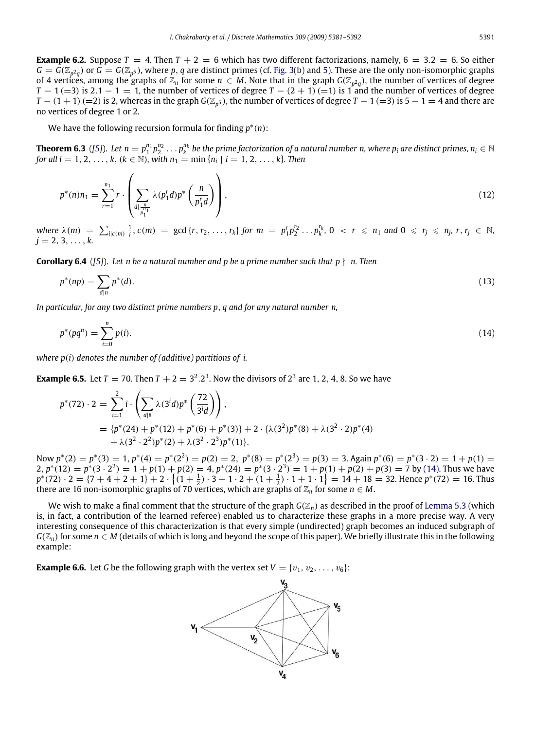**Example 6.2.** Suppose $T = 4$. Then $T + 2 = 6$ which has two different factorizations, namely, $6 = 3.2 = 6$. So either $G = G(\mathbb{Z}_{p^2q})$ or $G = G(\mathbb{Z}_{p^5})$, where $p, q$ are distinct primes (cf. Fig. 3(b) and 5). These are the only non-isomorphic graphs of 4 vertices, among the graphs of $\mathbb{Z}_n$ for some $n \in M$. Note that in the graph $G(\mathbb{Z}_{p^2q})$, the number of vertices of degree $T - 1\,(=3)$ is $2.1 - 1 = 1$, the number of vertices of degree $T - (2 + 1)\,(=1)$ is 1 and the number of vertices of degree $T - (1 + 1)\,(=2)$ is 2, whereas in the graph $G(\mathbb{Z}_{p^5})$, the number of vertices of degree $T - 1\,(=3)$ is $5 - 1 = 4$ and there are no vertices of degree 1 or 2.

We have the following recursion formula for finding $p^*(n)$:

**Theorem 6.3** ([5]). *Let $n = p_1^{n_1} p_2^{n_2} \dots p_k^{n_k}$ be the prime factorization of a natural number $n$, where $p_i$ are distinct primes, $n_i \in \mathbb{N}$ for all $i = 1, 2, \dots, k$, $(k \in \mathbb{N})$, with $n_1 = \min\{n_i \mid i = 1, 2, \dots, k\}$. Then*

$$p^*(n)n_1 = \sum_{r=1}^{n_1} r \cdot \left( \sum_{d \mid \frac{n}{p_1^{n_1}}} \lambda(p_1^r d) p^*\left(\frac{n}{p_1^r d}\right) \right), \tag{12}$$

*where $\lambda(m) = \sum_{i \mid c(m)} \frac{1}{i}$, $c(m) = \gcd\{r, r_2, \dots, r_k\}$ for $m = p_1^r p_2^{r_2} \dots p_k^{r_k}$, $0 < r \leqslant n_1$ and $0 \leqslant r_j \leqslant n_j$, $r, r_j \in \mathbb{N}$, $j = 2, 3, \dots, k$.*

**Corollary 6.4** ([5]). *Let $n$ be a natural number and $p$ be a prime number such that $p \nmid n$. Then*

$$p^*(np) = \sum_{d \mid n} p^*(d). \tag{13}$$

*In particular, for any two distinct prime numbers $p, q$ and for any natural number $n$,*

$$p^*(pq^n) = \sum_{i=0}^{n} p(i). \tag{14}$$

*where $p(i)$ denotes the number of (additive) partitions of $i$.*

**Example 6.5.** Let $T = 70$. Then $T + 2 = 3^2.2^3$. Now the divisors of $2^3$ are 1, 2, 4, 8. So we have

$$\begin{aligned} p^*(72) \cdot 2 &= \sum_{i=1}^{2} i \cdot \left( \sum_{d \mid 8} \lambda(3^i d) p^*\left(\frac{72}{3^i d}\right) \right), \\ &= \{p^*(24) + p^*(12) + p^*(6) + p^*(3)\} + 2 \cdot \{\lambda(3^2)p^*(8) + \lambda(3^2 \cdot 2)p^*(4) \\ &\quad + \lambda(3^2 \cdot 2^2)p^*(2) + \lambda(3^2 \cdot 2^3)p^*(1)\}. \end{aligned}$$

Now $p^*(2) = p^*(3) = 1$, $p^*(4) = p^*(2^2) = p(2) = 2$, $p^*(8) = p^*(2^3) = p(3) = 3$. Again $p^*(6) = p^*(3 \cdot 2) = 1 + p(1) = 2$, $p^*(12) = p^*(3 \cdot 2^2) = 1 + p(1) + p(2) = 4$, $p^*(24) = p^*(3 \cdot 2^3) = 1 + p(1) + p(2) + p(3) = 7$ by (14). Thus we have $p^*(72) \cdot 2 = \{7 + 4 + 2 + 1\} + 2 \cdot \left\{(1 + \frac{1}{2}) \cdot 3 + 1 \cdot 2 + (1 + \frac{1}{2}) \cdot 1 + 1 \cdot 1\right\} = 14 + 18 = 32$. Hence $p^*(72) = 16$. Thus there are 16 non-isomorphic graphs of 70 vertices, which are graphs of $\mathbb{Z}_n$ for some $n \in M$.

We wish to make a final comment that the structure of the graph $G(\mathbb{Z}_n)$ as described in the proof of Lemma 5.3 (which is, in fact, a contribution of the learned referee) enabled us to characterize these graphs in a more precise way. A very interesting consequence of this characterization is that every simple (undirected) graph becomes an induced subgraph of $G(\mathbb{Z}_n)$ for some $n \in M$ (details of which is long and beyond the scope of this paper). We briefly illustrate this in the following example:

**Example 6.6.** Let $G$ be the following graph with the vertex set $V = \{v_1, v_2, \dots, v_6\}$: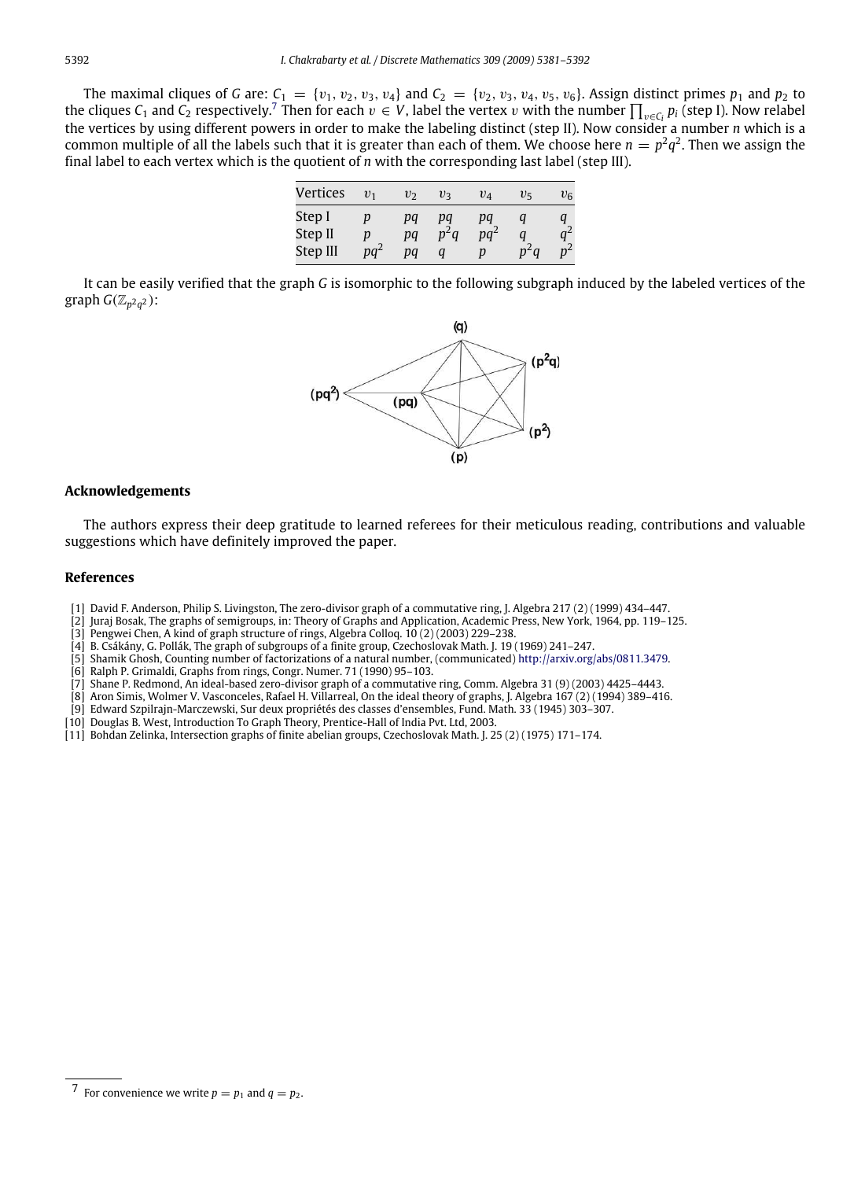The maximal cliques of $G$ are: $C_1 = \{v_1, v_2, v_3, v_4\}$ and $C_2 = \{v_2, v_3, v_4, v_5, v_6\}$. Assign distinct primes $p_1$ and $p_2$ to the cliques $C_1$ and $C_2$ respectively.[7] Then for each $v \in V$, label the vertex $v$ with the number $\prod_{v \in C_i} p_i$ (step I). Now relabel the vertices by using different powers in order to make the labeling distinct (step II). Now consider a number $n$ which is a common multiple of all the labels such that it is greater than each of them. We choose here $n = p^2q^2$. Then we assign the final label to each vertex which is the quotient of $n$ with the corresponding last label (step III).

| Vertices | $v_1$ | $v_2$ | $v_3$ | $v_4$ | $v_5$ | $v_6$ |
|---|---|---|---|---|---|---|
| Step I | $p$ | $pq$ | $pq$ | $pq$ | $q$ | $q$ |
| Step II | $p$ | $pq$ | $p^2q$ | $pq^2$ | $q$ | $q^2$ |
| Step III | $pq^2$ | $pq$ | $q$ | $p$ | $p^2q$ | $p^2$ |

It can be easily verified that the graph $G$ is isomorphic to the following subgraph induced by the labeled vertices of the graph $G(\mathbb{Z}_{p^2q^2})$:

(q)
(p²q)
(pq²)
(pq)
(p²)
(p)

## Acknowledgements

The authors express their deep gratitude to learned referees for their meticulous reading, contributions and valuable suggestions which have definitely improved the paper.

## References

[1] David F. Anderson, Philip S. Livingston, The zero-divisor graph of a commutative ring, J. Algebra 217 (2) (1999) 434–447.
[2] Juraj Bosak, The graphs of semigroups, in: Theory of Graphs and Application, Academic Press, New York, 1964, pp. 119–125.
[3] Pengwei Chen, A kind of graph structure of rings, Algebra Colloq. 10 (2) (2003) 229–238.
[4] B. Csákány, G. Pollák, The graph of subgroups of a finite group, Czechoslovak Math. J. 19 (1969) 241–247.
[5] Shamik Ghosh, Counting number of factorizations of a natural number, (communicated) http://arxiv.org/abs/0811.3479.
[6] Ralph P. Grimaldi, Graphs from rings, Congr. Numer. 71 (1990) 95–103.
[7] Shane P. Redmond, An ideal-based zero-divisor graph of a commutative ring, Comm. Algebra 31 (9) (2003) 4425–4443.
[8] Aron Simis, Wolmer V. Vasconceles, Rafael H. Villarreal, On the ideal theory of graphs, J. Algebra 167 (2) (1994) 389–416.
[9] Edward Szpilrajn-Marczewski, Sur deux propriétés des classes d'ensembles, Fund. Math. 33 (1945) 303–307.
[10] Douglas B. West, Introduction To Graph Theory, Prentice-Hall of India Pvt. Ltd, 2003.
[11] Bohdan Zelinka, Intersection graphs of finite abelian groups, Czechoslovak Math. J. 25 (2) (1975) 171–174.

[7] For convenience we write $p = p_1$ and $q = p_2$.